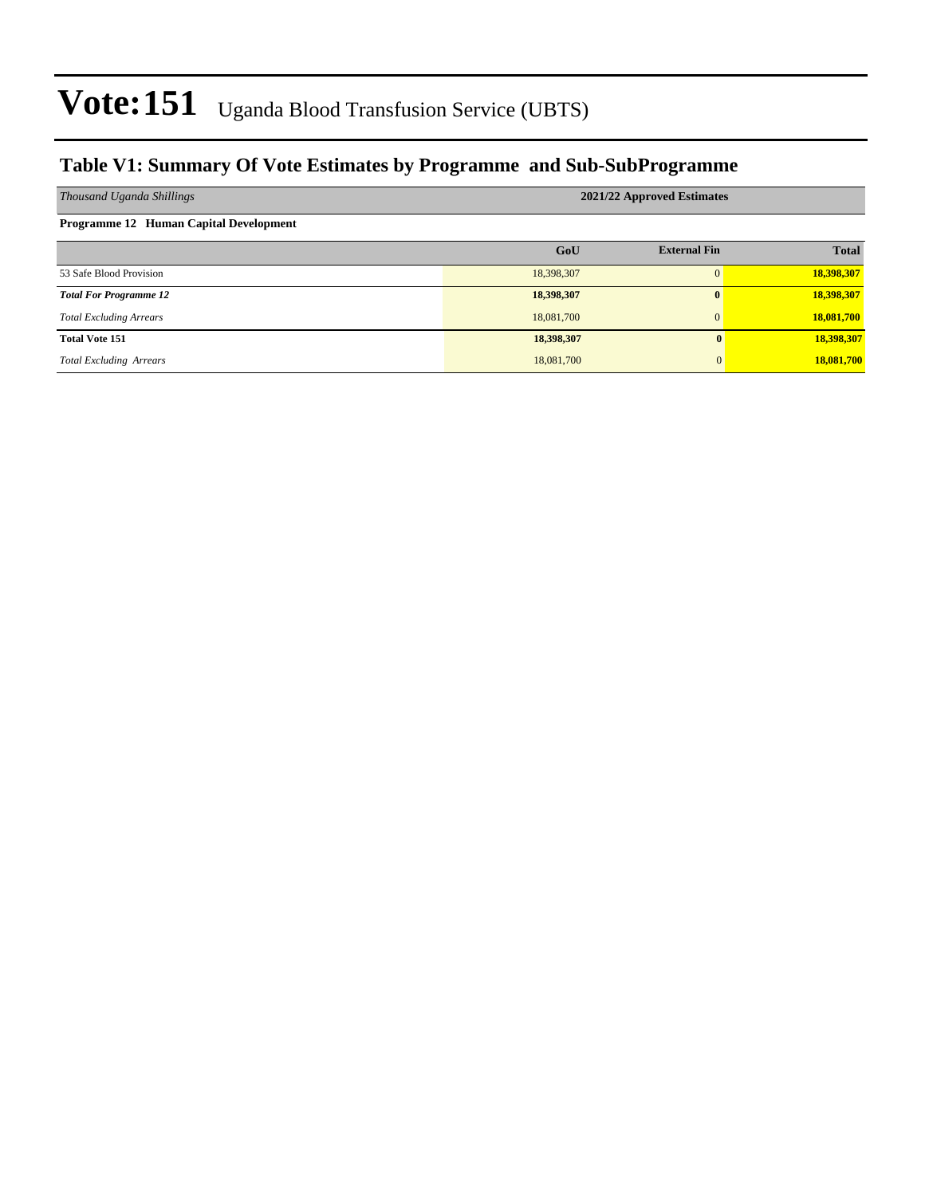# Vote:151 Uganda Blood Transfusion Service (UBTS)

## Table V1: Summary Of Vote Estimates by Programme and Sub-SubProgramme

| *Thousand Uganda Shillings* | **2021/22 Approved Estimates** | | |
|---|---|---|---|
| **Programme 12 Human Capital Development** | | | |
| | **GoU** | **External Fin** | **Total** |
| 53 Safe Blood Provision | 18,398,307 | 0 | **18,398,307** |
| ***Total For Programme 12*** | **18,398,307** | **0** | **18,398,307** |
| *Total Excluding Arrears* | 18,081,700 | 0 | **18,081,700** |
| **Total Vote 151** | **18,398,307** | **0** | **18,398,307** |
| *Total Excluding Arrears* | 18,081,700 | 0 | **18,081,700** |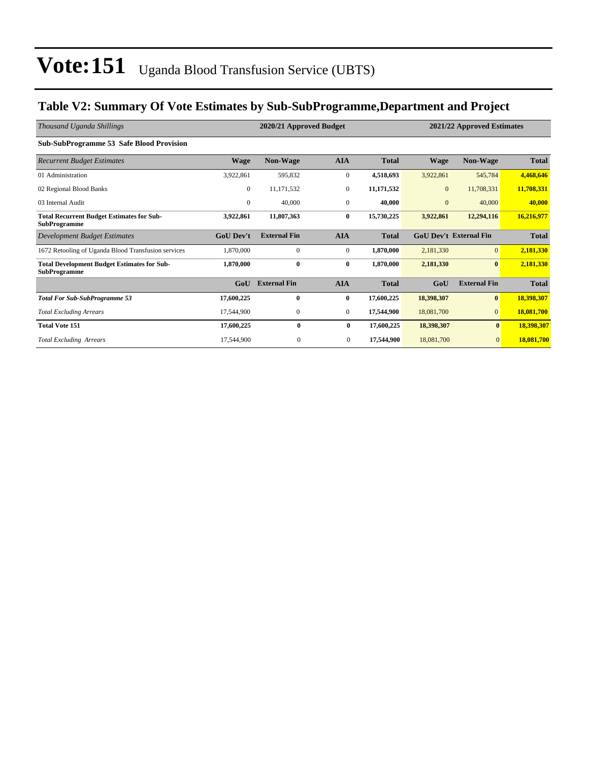# Vote:151 Uganda Blood Transfusion Service (UBTS)

## Table V2: Summary Of Vote Estimates by Sub-SubProgramme,Department and Project

| *Thousand Uganda Shillings* | 2020/21 Approved Budget | | | | 2021/22 Approved Estimates | | |
|---|---|---|---|---|---|---|---|
| **Sub-SubProgramme 53 Safe Blood Provision** | | | | | | | |
| *Recurrent Budget Estimates* | **Wage** | **Non-Wage** | **AIA** | **Total** | **Wage** | **Non-Wage** | **Total** |
| 01 Administration | 3,922,861 | 595,832 | 0 | **4,518,693** | 3,922,861 | 545,784 | **4,468,646** |
| 02 Regional Blood Banks | 0 | 11,171,532 | 0 | **11,171,532** | 0 | 11,708,331 | **11,708,331** |
| 03 Internal Audit | 0 | 40,000 | 0 | **40,000** | 0 | 40,000 | **40,000** |
| **Total Recurrent Budget Estimates for Sub-SubProgramme** | **3,922,861** | **11,807,363** | **0** | **15,730,225** | **3,922,861** | **12,294,116** | **16,216,977** |
| *Development Budget Estimates* | **GoU Dev't** | **External Fin** | **AIA** | **Total** | **GoU Dev't** | **External Fin** | **Total** |
| 1672 Retooling of Uganda Blood Transfusion services | 1,870,000 | 0 | 0 | **1,870,000** | 2,181,330 | 0 | **2,181,330** |
| **Total Development Budget Estimates for Sub-SubProgramme** | **1,870,000** | **0** | **0** | **1,870,000** | **2,181,330** | **0** | **2,181,330** |
| | **GoU** | **External Fin** | **AIA** | **Total** | **GoU** | **External Fin** | **Total** |
| ***Total For Sub-SubProgramme 53*** | **17,600,225** | **0** | **0** | **17,600,225** | **18,398,307** | **0** | **18,398,307** |
| *Total Excluding Arrears* | 17,544,900 | 0 | 0 | **17,544,900** | 18,081,700 | 0 | **18,081,700** |
| **Total Vote 151** | **17,600,225** | **0** | **0** | **17,600,225** | **18,398,307** | **0** | **18,398,307** |
| *Total Excluding Arrears* | 17,544,900 | 0 | 0 | **17,544,900** | 18,081,700 | 0 | **18,081,700** |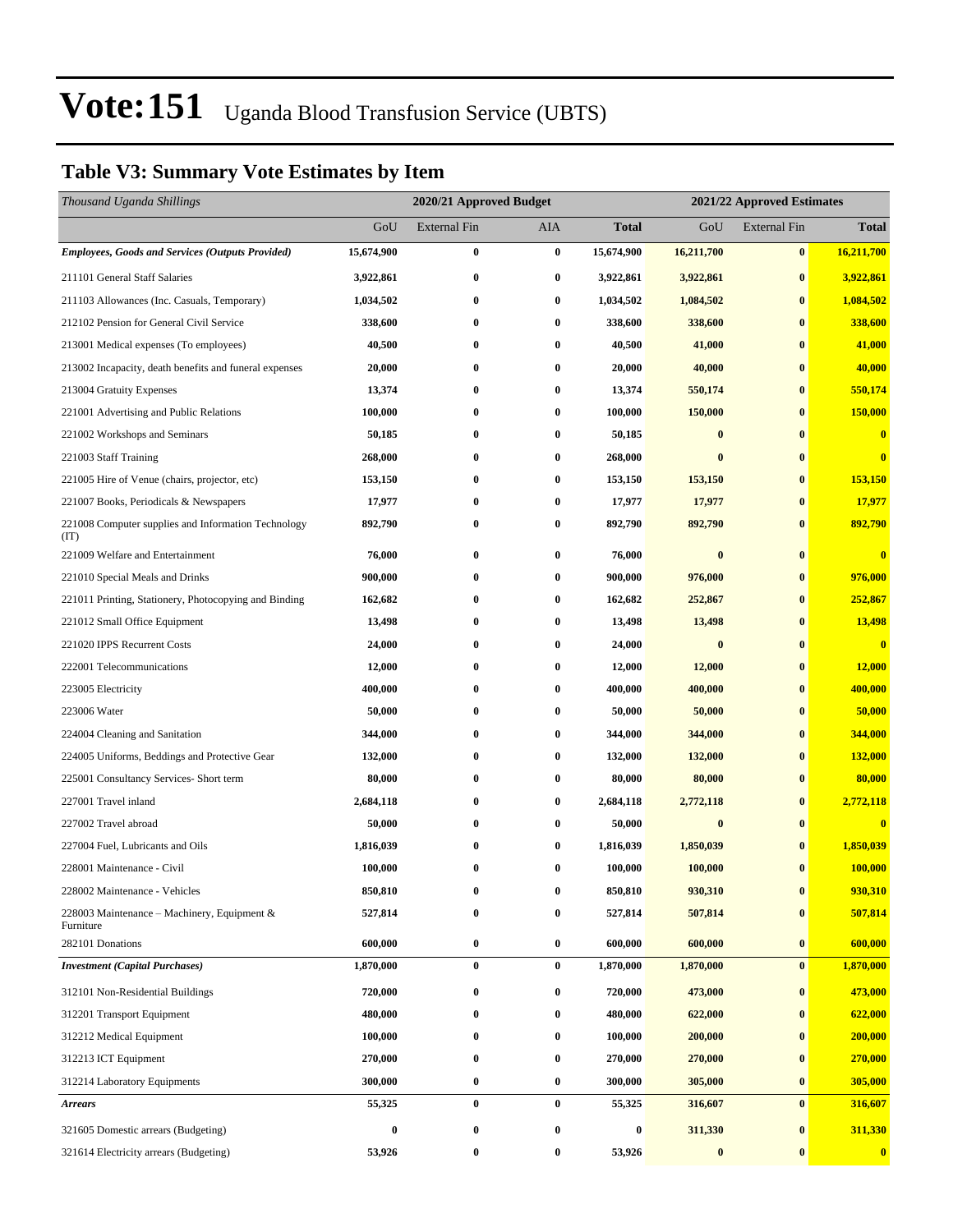# Vote:151 Uganda Blood Transfusion Service (UBTS)

## Table V3: Summary Vote Estimates by Item

| *Thousand Uganda Shillings* | 2020/21 Approved Budget | | | | 2021/22 Approved Estimates | | |
|---|---|---|---|---|---|---|---|
| | GoU | External Fin | AIA | **Total** | GoU | External Fin | **Total** |
| ***Employees, Goods and Services (Outputs Provided)*** | **15,674,900** | **0** | **0** | **15,674,900** | **16,211,700** | **0** | **16,211,700** |
| 211101 General Staff Salaries | **3,922,861** | **0** | **0** | **3,922,861** | **3,922,861** | **0** | **3,922,861** |
| 211103 Allowances (Inc. Casuals, Temporary) | **1,034,502** | **0** | **0** | **1,034,502** | **1,084,502** | **0** | **1,084,502** |
| 212102 Pension for General Civil Service | **338,600** | **0** | **0** | **338,600** | **338,600** | **0** | **338,600** |
| 213001 Medical expenses (To employees) | **40,500** | **0** | **0** | **40,500** | **41,000** | **0** | **41,000** |
| 213002 Incapacity, death benefits and funeral expenses | **20,000** | **0** | **0** | **20,000** | **40,000** | **0** | **40,000** |
| 213004 Gratuity Expenses | **13,374** | **0** | **0** | **13,374** | **550,174** | **0** | **550,174** |
| 221001 Advertising and Public Relations | **100,000** | **0** | **0** | **100,000** | **150,000** | **0** | **150,000** |
| 221002 Workshops and Seminars | **50,185** | **0** | **0** | **50,185** | **0** | **0** | **0** |
| 221003 Staff Training | **268,000** | **0** | **0** | **268,000** | **0** | **0** | **0** |
| 221005 Hire of Venue (chairs, projector, etc) | **153,150** | **0** | **0** | **153,150** | **153,150** | **0** | **153,150** |
| 221007 Books, Periodicals & Newspapers | **17,977** | **0** | **0** | **17,977** | **17,977** | **0** | **17,977** |
| 221008 Computer supplies and Information Technology (IT) | **892,790** | **0** | **0** | **892,790** | **892,790** | **0** | **892,790** |
| 221009 Welfare and Entertainment | **76,000** | **0** | **0** | **76,000** | **0** | **0** | **0** |
| 221010 Special Meals and Drinks | **900,000** | **0** | **0** | **900,000** | **976,000** | **0** | **976,000** |
| 221011 Printing, Stationery, Photocopying and Binding | **162,682** | **0** | **0** | **162,682** | **252,867** | **0** | **252,867** |
| 221012 Small Office Equipment | **13,498** | **0** | **0** | **13,498** | **13,498** | **0** | **13,498** |
| 221020 IPPS Recurrent Costs | **24,000** | **0** | **0** | **24,000** | **0** | **0** | **0** |
| 222001 Telecommunications | **12,000** | **0** | **0** | **12,000** | **12,000** | **0** | **12,000** |
| 223005 Electricity | **400,000** | **0** | **0** | **400,000** | **400,000** | **0** | **400,000** |
| 223006 Water | **50,000** | **0** | **0** | **50,000** | **50,000** | **0** | **50,000** |
| 224004 Cleaning and Sanitation | **344,000** | **0** | **0** | **344,000** | **344,000** | **0** | **344,000** |
| 224005 Uniforms, Beddings and Protective Gear | **132,000** | **0** | **0** | **132,000** | **132,000** | **0** | **132,000** |
| 225001 Consultancy Services- Short term | **80,000** | **0** | **0** | **80,000** | **80,000** | **0** | **80,000** |
| 227001 Travel inland | **2,684,118** | **0** | **0** | **2,684,118** | **2,772,118** | **0** | **2,772,118** |
| 227002 Travel abroad | **50,000** | **0** | **0** | **50,000** | **0** | **0** | **0** |
| 227004 Fuel, Lubricants and Oils | **1,816,039** | **0** | **0** | **1,816,039** | **1,850,039** | **0** | **1,850,039** |
| 228001 Maintenance - Civil | **100,000** | **0** | **0** | **100,000** | **100,000** | **0** | **100,000** |
| 228002 Maintenance - Vehicles | **850,810** | **0** | **0** | **850,810** | **930,310** | **0** | **930,310** |
| 228003 Maintenance – Machinery, Equipment & Furniture | **527,814** | **0** | **0** | **527,814** | **507,814** | **0** | **507,814** |
| 282101 Donations | **600,000** | **0** | **0** | **600,000** | **600,000** | **0** | **600,000** |
| ***Investment (Capital Purchases)*** | **1,870,000** | **0** | **0** | **1,870,000** | **1,870,000** | **0** | **1,870,000** |
| 312101 Non-Residential Buildings | **720,000** | **0** | **0** | **720,000** | **473,000** | **0** | **473,000** |
| 312201 Transport Equipment | **480,000** | **0** | **0** | **480,000** | **622,000** | **0** | **622,000** |
| 312212 Medical Equipment | **100,000** | **0** | **0** | **100,000** | **200,000** | **0** | **200,000** |
| 312213 ICT Equipment | **270,000** | **0** | **0** | **270,000** | **270,000** | **0** | **270,000** |
| 312214 Laboratory Equipments | **300,000** | **0** | **0** | **300,000** | **305,000** | **0** | **305,000** |
| ***Arrears*** | **55,325** | **0** | **0** | **55,325** | **316,607** | **0** | **316,607** |
| 321605 Domestic arrears (Budgeting) | **0** | **0** | **0** | **0** | **311,330** | **0** | **311,330** |
| 321614 Electricity arrears (Budgeting) | **53,926** | **0** | **0** | **53,926** | **0** | **0** | **0** |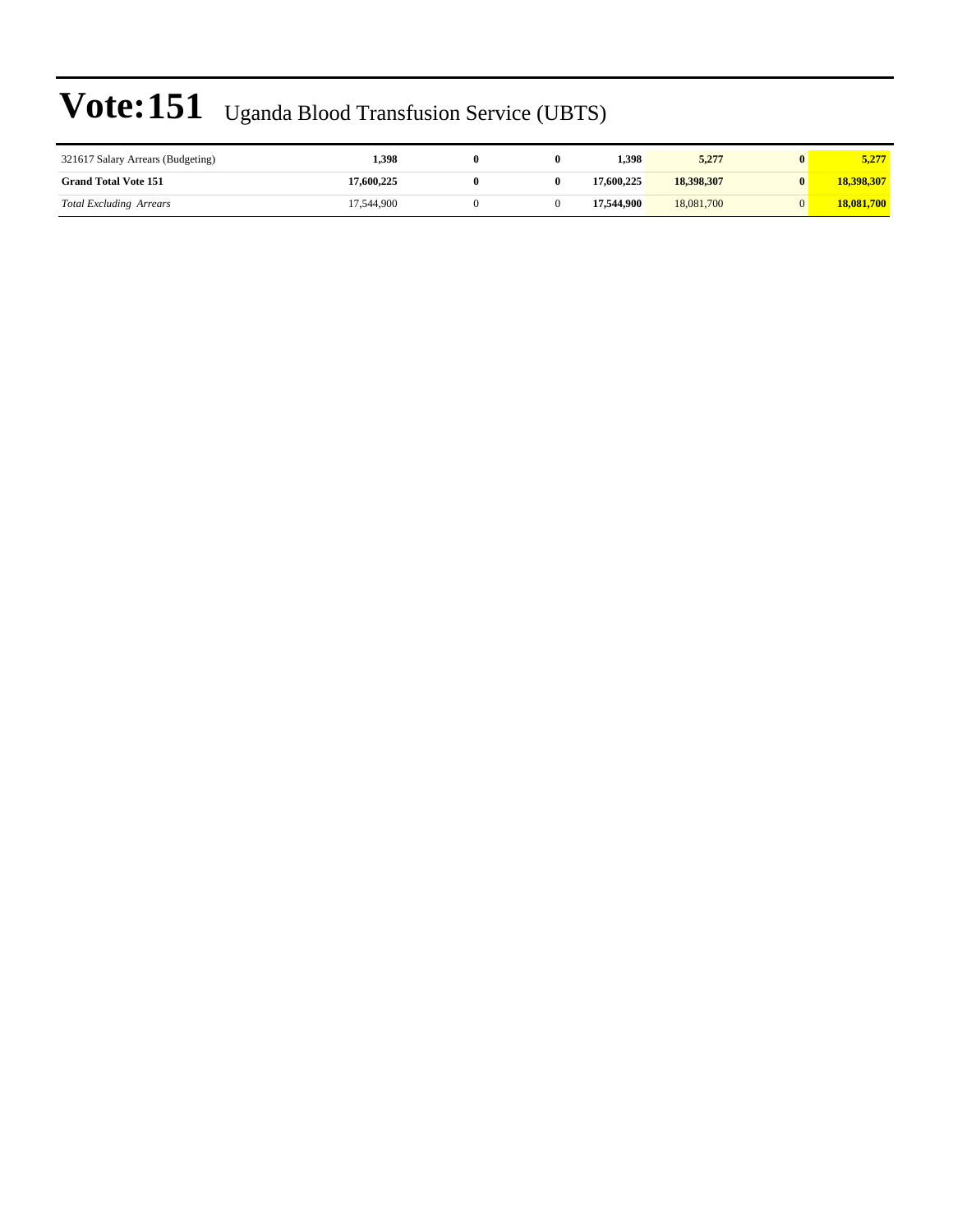# Vote:151 Uganda Blood Transfusion Service (UBTS)

| | | | | | | | |
|---|---|---|---|---|---|---|---|
| 321617 Salary Arrears (Budgeting) | **1,398** | **0** | **0** | **1,398** | **5,277** | **0** | **5,277** |
| **Grand Total Vote 151** | **17,600,225** | **0** | **0** | **17,600,225** | **18,398,307** | **0** | **18,398,307** |
| *Total Excluding Arrears* | 17,544,900 | 0 | 0 | **17,544,900** | 18,081,700 | 0 | **18,081,700** |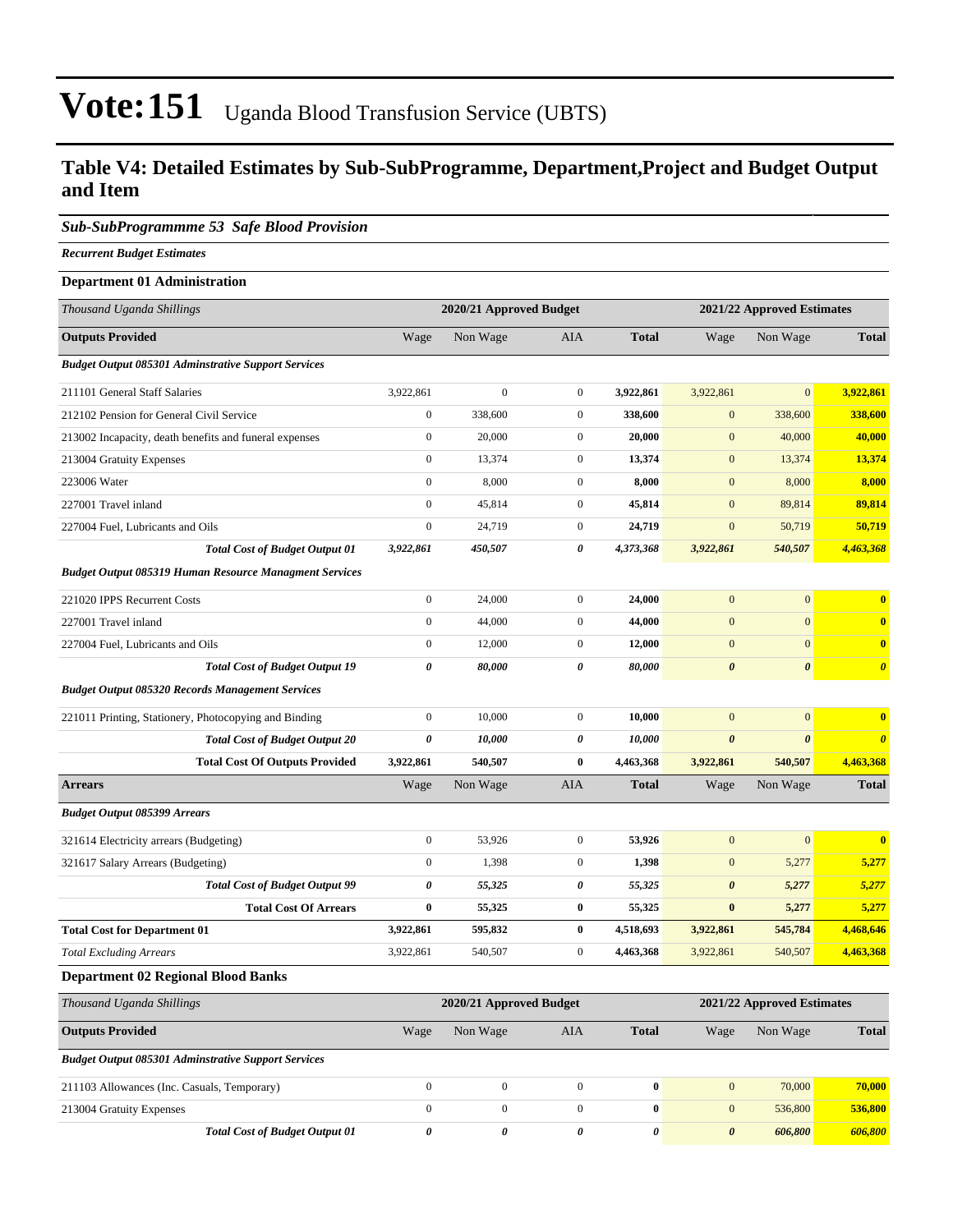# Vote:151 Uganda Blood Transfusion Service (UBTS)

## Table V4: Detailed Estimates by Sub-SubProgramme, Department,Project and Budget Output and Item

### *Sub-SubProgrammme 53 Safe Blood Provision*

***Recurrent Budget Estimates***

**Department 01 Administration**

| *Thousand Uganda Shillings* | 2020/21 Approved Budget | | | | 2021/22 Approved Estimates | | |
|---|---|---|---|---|---|---|---|
| **Outputs Provided** | Wage | Non Wage | AIA | **Total** | Wage | Non Wage | **Total** |
| ***Budget Output 085301 Adminstrative Support Services*** | | | | | | | |
| 211101 General Staff Salaries | 3,922,861 | 0 | 0 | **3,922,861** | 3,922,861 | 0 | **3,922,861** |
| 212102 Pension for General Civil Service | 0 | 338,600 | 0 | **338,600** | 0 | 338,600 | **338,600** |
| 213002 Incapacity, death benefits and funeral expenses | 0 | 20,000 | 0 | **20,000** | 0 | 40,000 | **40,000** |
| 213004 Gratuity Expenses | 0 | 13,374 | 0 | **13,374** | 0 | 13,374 | **13,374** |
| 223006 Water | 0 | 8,000 | 0 | **8,000** | 0 | 8,000 | **8,000** |
| 227001 Travel inland | 0 | 45,814 | 0 | **45,814** | 0 | 89,814 | **89,814** |
| 227004 Fuel, Lubricants and Oils | 0 | 24,719 | 0 | **24,719** | 0 | 50,719 | **50,719** |
| ***Total Cost of Budget Output 01*** | ***3,922,861*** | ***450,507*** | ***0*** | ***4,373,368*** | ***3,922,861*** | ***540,507*** | ***4,463,368*** |
| ***Budget Output 085319 Human Resource Managment Services*** | | | | | | | |
| 221020 IPPS Recurrent Costs | 0 | 24,000 | 0 | **24,000** | 0 | 0 | **0** |
| 227001 Travel inland | 0 | 44,000 | 0 | **44,000** | 0 | 0 | **0** |
| 227004 Fuel, Lubricants and Oils | 0 | 12,000 | 0 | **12,000** | 0 | 0 | **0** |
| ***Total Cost of Budget Output 19*** | ***0*** | ***80,000*** | ***0*** | ***80,000*** | ***0*** | ***0*** | ***0*** |
| ***Budget Output 085320 Records Management Services*** | | | | | | | |
| 221011 Printing, Stationery, Photocopying and Binding | 0 | 10,000 | 0 | **10,000** | 0 | 0 | **0** |
| ***Total Cost of Budget Output 20*** | ***0*** | ***10,000*** | ***0*** | ***10,000*** | ***0*** | ***0*** | ***0*** |
| **Total Cost Of Outputs Provided** | **3,922,861** | **540,507** | **0** | **4,463,368** | **3,922,861** | **540,507** | **4,463,368** |
| **Arrears** | Wage | Non Wage | AIA | **Total** | Wage | Non Wage | **Total** |
| ***Budget Output 085399 Arrears*** | | | | | | | |
| 321614 Electricity arrears (Budgeting) | 0 | 53,926 | 0 | **53,926** | 0 | 0 | **0** |
| 321617 Salary Arrears (Budgeting) | 0 | 1,398 | 0 | **1,398** | 0 | 5,277 | **5,277** |
| ***Total Cost of Budget Output 99*** | ***0*** | ***55,325*** | ***0*** | ***55,325*** | ***0*** | ***5,277*** | ***5,277*** |
| **Total Cost Of Arrears** | **0** | **55,325** | **0** | **55,325** | **0** | **5,277** | **5,277** |
| **Total Cost for Department 01** | **3,922,861** | **595,832** | **0** | **4,518,693** | **3,922,861** | **545,784** | **4,468,646** |
| *Total Excluding Arrears* | 3,922,861 | 540,507 | 0 | **4,463,368** | 3,922,861 | 540,507 | **4,463,368** |

**Department 02 Regional Blood Banks**

| *Thousand Uganda Shillings* | 2020/21 Approved Budget | | | | 2021/22 Approved Estimates | | |
|---|---|---|---|---|---|---|---|
| **Outputs Provided** | Wage | Non Wage | AIA | **Total** | Wage | Non Wage | **Total** |
| ***Budget Output 085301 Adminstrative Support Services*** | | | | | | | |
| 211103 Allowances (Inc. Casuals, Temporary) | 0 | 0 | 0 | **0** | 0 | 70,000 | **70,000** |
| 213004 Gratuity Expenses | 0 | 0 | 0 | **0** | 0 | 536,800 | **536,800** |
| ***Total Cost of Budget Output 01*** | ***0*** | ***0*** | ***0*** | ***0*** | ***0*** | ***606,800*** | ***606,800*** |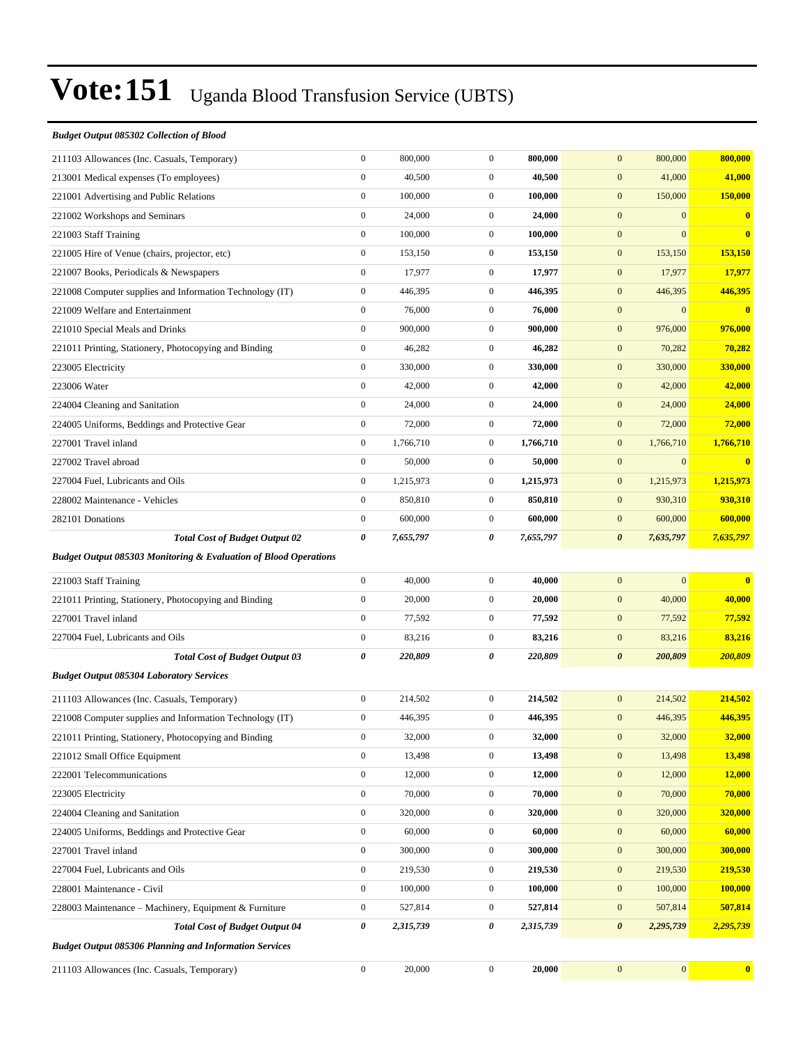# Vote:151 Uganda Blood Transfusion Service (UBTS)

***Budget Output 085302 Collection of Blood***

| | | | | | | | |
|---|---|---|---|---|---|---|---|
| 211103 Allowances (Inc. Casuals, Temporary) | 0 | 800,000 | 0 | **800,000** | 0 | 800,000 | **800,000** |
| 213001 Medical expenses (To employees) | 0 | 40,500 | 0 | **40,500** | 0 | 41,000 | **41,000** |
| 221001 Advertising and Public Relations | 0 | 100,000 | 0 | **100,000** | 0 | 150,000 | **150,000** |
| 221002 Workshops and Seminars | 0 | 24,000 | 0 | **24,000** | 0 | 0 | **0** |
| 221003 Staff Training | 0 | 100,000 | 0 | **100,000** | 0 | 0 | **0** |
| 221005 Hire of Venue (chairs, projector, etc) | 0 | 153,150 | 0 | **153,150** | 0 | 153,150 | **153,150** |
| 221007 Books, Periodicals & Newspapers | 0 | 17,977 | 0 | **17,977** | 0 | 17,977 | **17,977** |
| 221008 Computer supplies and Information Technology (IT) | 0 | 446,395 | 0 | **446,395** | 0 | 446,395 | **446,395** |
| 221009 Welfare and Entertainment | 0 | 76,000 | 0 | **76,000** | 0 | 0 | **0** |
| 221010 Special Meals and Drinks | 0 | 900,000 | 0 | **900,000** | 0 | 976,000 | **976,000** |
| 221011 Printing, Stationery, Photocopying and Binding | 0 | 46,282 | 0 | **46,282** | 0 | 70,282 | **70,282** |
| 223005 Electricity | 0 | 330,000 | 0 | **330,000** | 0 | 330,000 | **330,000** |
| 223006 Water | 0 | 42,000 | 0 | **42,000** | 0 | 42,000 | **42,000** |
| 224004 Cleaning and Sanitation | 0 | 24,000 | 0 | **24,000** | 0 | 24,000 | **24,000** |
| 224005 Uniforms, Beddings and Protective Gear | 0 | 72,000 | 0 | **72,000** | 0 | 72,000 | **72,000** |
| 227001 Travel inland | 0 | 1,766,710 | 0 | **1,766,710** | 0 | 1,766,710 | **1,766,710** |
| 227002 Travel abroad | 0 | 50,000 | 0 | **50,000** | 0 | 0 | **0** |
| 227004 Fuel, Lubricants and Oils | 0 | 1,215,973 | 0 | **1,215,973** | 0 | 1,215,973 | **1,215,973** |
| 228002 Maintenance - Vehicles | 0 | 850,810 | 0 | **850,810** | 0 | 930,310 | **930,310** |
| 282101 Donations | 0 | 600,000 | 0 | **600,000** | 0 | 600,000 | **600,000** |
| ***Total Cost of Budget Output 02*** | ***0*** | ***7,655,797*** | ***0*** | ***7,655,797*** | ***0*** | ***7,635,797*** | ***7,635,797*** |

***Budget Output 085303 Monitoring & Evaluation of Blood Operations***

| | | | | | | | |
|---|---|---|---|---|---|---|---|
| 221003 Staff Training | 0 | 40,000 | 0 | **40,000** | 0 | 0 | **0** |
| 221011 Printing, Stationery, Photocopying and Binding | 0 | 20,000 | 0 | **20,000** | 0 | 40,000 | **40,000** |
| 227001 Travel inland | 0 | 77,592 | 0 | **77,592** | 0 | 77,592 | **77,592** |
| 227004 Fuel, Lubricants and Oils | 0 | 83,216 | 0 | **83,216** | 0 | 83,216 | **83,216** |
| ***Total Cost of Budget Output 03*** | ***0*** | ***220,809*** | ***0*** | ***220,809*** | ***0*** | ***200,809*** | ***200,809*** |

***Budget Output 085304 Laboratory Services***

| | | | | | | | |
|---|---|---|---|---|---|---|---|
| 211103 Allowances (Inc. Casuals, Temporary) | 0 | 214,502 | 0 | **214,502** | 0 | 214,502 | **214,502** |
| 221008 Computer supplies and Information Technology (IT) | 0 | 446,395 | 0 | **446,395** | 0 | 446,395 | **446,395** |
| 221011 Printing, Stationery, Photocopying and Binding | 0 | 32,000 | 0 | **32,000** | 0 | 32,000 | **32,000** |
| 221012 Small Office Equipment | 0 | 13,498 | 0 | **13,498** | 0 | 13,498 | **13,498** |
| 222001 Telecommunications | 0 | 12,000 | 0 | **12,000** | 0 | 12,000 | **12,000** |
| 223005 Electricity | 0 | 70,000 | 0 | **70,000** | 0 | 70,000 | **70,000** |
| 224004 Cleaning and Sanitation | 0 | 320,000 | 0 | **320,000** | 0 | 320,000 | **320,000** |
| 224005 Uniforms, Beddings and Protective Gear | 0 | 60,000 | 0 | **60,000** | 0 | 60,000 | **60,000** |
| 227001 Travel inland | 0 | 300,000 | 0 | **300,000** | 0 | 300,000 | **300,000** |
| 227004 Fuel, Lubricants and Oils | 0 | 219,530 | 0 | **219,530** | 0 | 219,530 | **219,530** |
| 228001 Maintenance - Civil | 0 | 100,000 | 0 | **100,000** | 0 | 100,000 | **100,000** |
| 228003 Maintenance – Machinery, Equipment & Furniture | 0 | 527,814 | 0 | **527,814** | 0 | 507,814 | **507,814** |
| ***Total Cost of Budget Output 04*** | ***0*** | ***2,315,739*** | ***0*** | ***2,315,739*** | ***0*** | ***2,295,739*** | ***2,295,739*** |

***Budget Output 085306 Planning and Information Services***

| | | | | | | | |
|---|---|---|---|---|---|---|---|
| 211103 Allowances (Inc. Casuals, Temporary) | 0 | 20,000 | 0 | **20,000** | 0 | 0 | **0** |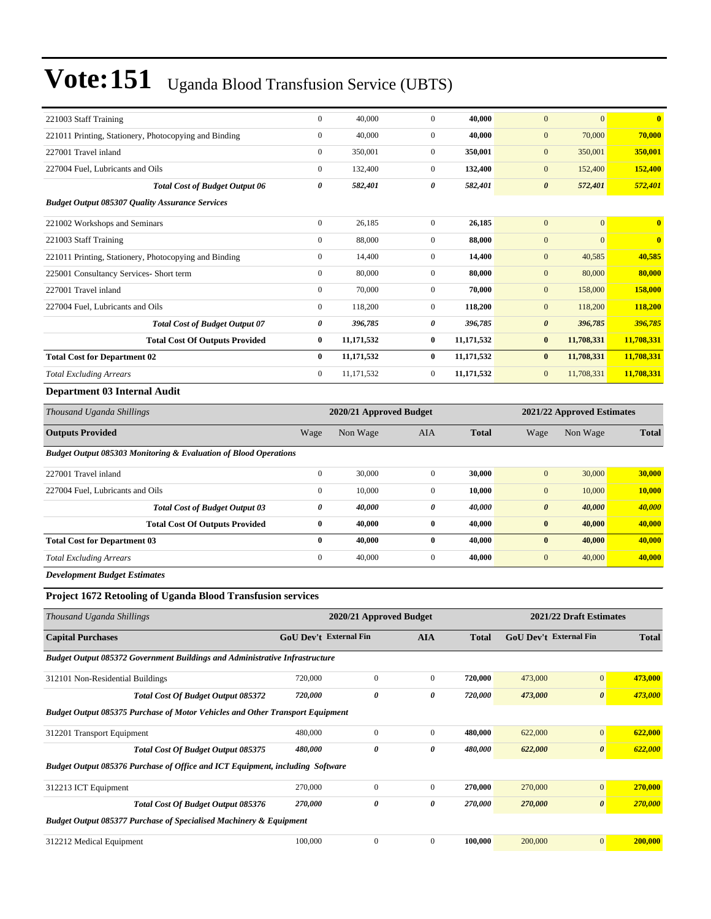# Vote:151 Uganda Blood Transfusion Service (UBTS)

| | | | | | | | |
|---|---|---|---|---|---|---|---|
| 221003 Staff Training | 0 | 40,000 | 0 | **40,000** | 0 | 0 | **0** |
| 221011 Printing, Stationery, Photocopying and Binding | 0 | 40,000 | 0 | **40,000** | 0 | 70,000 | **70,000** |
| 227001 Travel inland | 0 | 350,001 | 0 | **350,001** | 0 | 350,001 | **350,001** |
| 227004 Fuel, Lubricants and Oils | 0 | 132,400 | 0 | **132,400** | 0 | 152,400 | **152,400** |
| ***Total Cost of Budget Output 06*** | ***0*** | ***582,401*** | ***0*** | ***582,401*** | ***0*** | ***572,401*** | ***572,401*** |
| ***Budget Output 085307 Quality Assurance Services*** | | | | | | | |
| 221002 Workshops and Seminars | 0 | 26,185 | 0 | **26,185** | 0 | 0 | **0** |
| 221003 Staff Training | 0 | 88,000 | 0 | **88,000** | 0 | 0 | **0** |
| 221011 Printing, Stationery, Photocopying and Binding | 0 | 14,400 | 0 | **14,400** | 0 | 40,585 | **40,585** |
| 225001 Consultancy Services- Short term | 0 | 80,000 | 0 | **80,000** | 0 | 80,000 | **80,000** |
| 227001 Travel inland | 0 | 70,000 | 0 | **70,000** | 0 | 158,000 | **158,000** |
| 227004 Fuel, Lubricants and Oils | 0 | 118,200 | 0 | **118,200** | 0 | 118,200 | **118,200** |
| ***Total Cost of Budget Output 07*** | ***0*** | ***396,785*** | ***0*** | ***396,785*** | ***0*** | ***396,785*** | ***396,785*** |
| **Total Cost Of Outputs Provided** | **0** | **11,171,532** | **0** | **11,171,532** | **0** | **11,708,331** | **11,708,331** |
| **Total Cost for Department 02** | **0** | **11,171,532** | **0** | **11,171,532** | **0** | **11,708,331** | **11,708,331** |
| *Total Excluding Arrears* | 0 | 11,171,532 | 0 | **11,171,532** | 0 | 11,708,331 | **11,708,331** |

### Department 03 Internal Audit

| *Thousand Uganda Shillings* | 2020/21 Approved Budget | | | | 2021/22 Approved Estimates | | |
|---|---|---|---|---|---|---|---|
| **Outputs Provided** | Wage | Non Wage | AIA | **Total** | Wage | Non Wage | **Total** |
| ***Budget Output 085303 Monitoring & Evaluation of Blood Operations*** | | | | | | | |
| 227001 Travel inland | 0 | 30,000 | 0 | **30,000** | 0 | 30,000 | **30,000** |
| 227004 Fuel, Lubricants and Oils | 0 | 10,000 | 0 | **10,000** | 0 | 10,000 | **10,000** |
| ***Total Cost of Budget Output 03*** | ***0*** | ***40,000*** | ***0*** | ***40,000*** | ***0*** | ***40,000*** | ***40,000*** |
| **Total Cost Of Outputs Provided** | **0** | **40,000** | **0** | **40,000** | **0** | **40,000** | **40,000** |
| **Total Cost for Department 03** | **0** | **40,000** | **0** | **40,000** | **0** | **40,000** | **40,000** |
| *Total Excluding Arrears* | 0 | 40,000 | 0 | **40,000** | 0 | 40,000 | **40,000** |

***Development Budget Estimates***

### Project 1672 Retooling of Uganda Blood Transfusion services

| *Thousand Uganda Shillings* | 2020/21 Approved Budget | | | | 2021/22 Draft Estimates | | |
|---|---|---|---|---|---|---|---|
| **Capital Purchases** | **GoU Dev't** | **External Fin** | **AIA** | **Total** | **GoU Dev't** | **External Fin** | **Total** |
| ***Budget Output 085372 Government Buildings and Administrative Infrastructure*** | | | | | | | |
| 312101 Non-Residential Buildings | 720,000 | 0 | 0 | **720,000** | 473,000 | 0 | **473,000** |
| ***Total Cost Of Budget Output 085372*** | ***720,000*** | ***0*** | ***0*** | ***720,000*** | ***473,000*** | ***0*** | ***473,000*** |
| ***Budget Output 085375 Purchase of Motor Vehicles and Other Transport Equipment*** | | | | | | | |
| 312201 Transport Equipment | 480,000 | 0 | 0 | **480,000** | 622,000 | 0 | **622,000** |
| ***Total Cost Of Budget Output 085375*** | ***480,000*** | ***0*** | ***0*** | ***480,000*** | ***622,000*** | ***0*** | ***622,000*** |
| ***Budget Output 085376 Purchase of Office and ICT Equipment, including Software*** | | | | | | | |
| 312213 ICT Equipment | 270,000 | 0 | 0 | **270,000** | 270,000 | 0 | **270,000** |
| ***Total Cost Of Budget Output 085376*** | ***270,000*** | ***0*** | ***0*** | ***270,000*** | ***270,000*** | ***0*** | ***270,000*** |
| ***Budget Output 085377 Purchase of Specialised Machinery & Equipment*** | | | | | | | |
| 312212 Medical Equipment | 100,000 | 0 | 0 | **100,000** | 200,000 | 0 | **200,000** |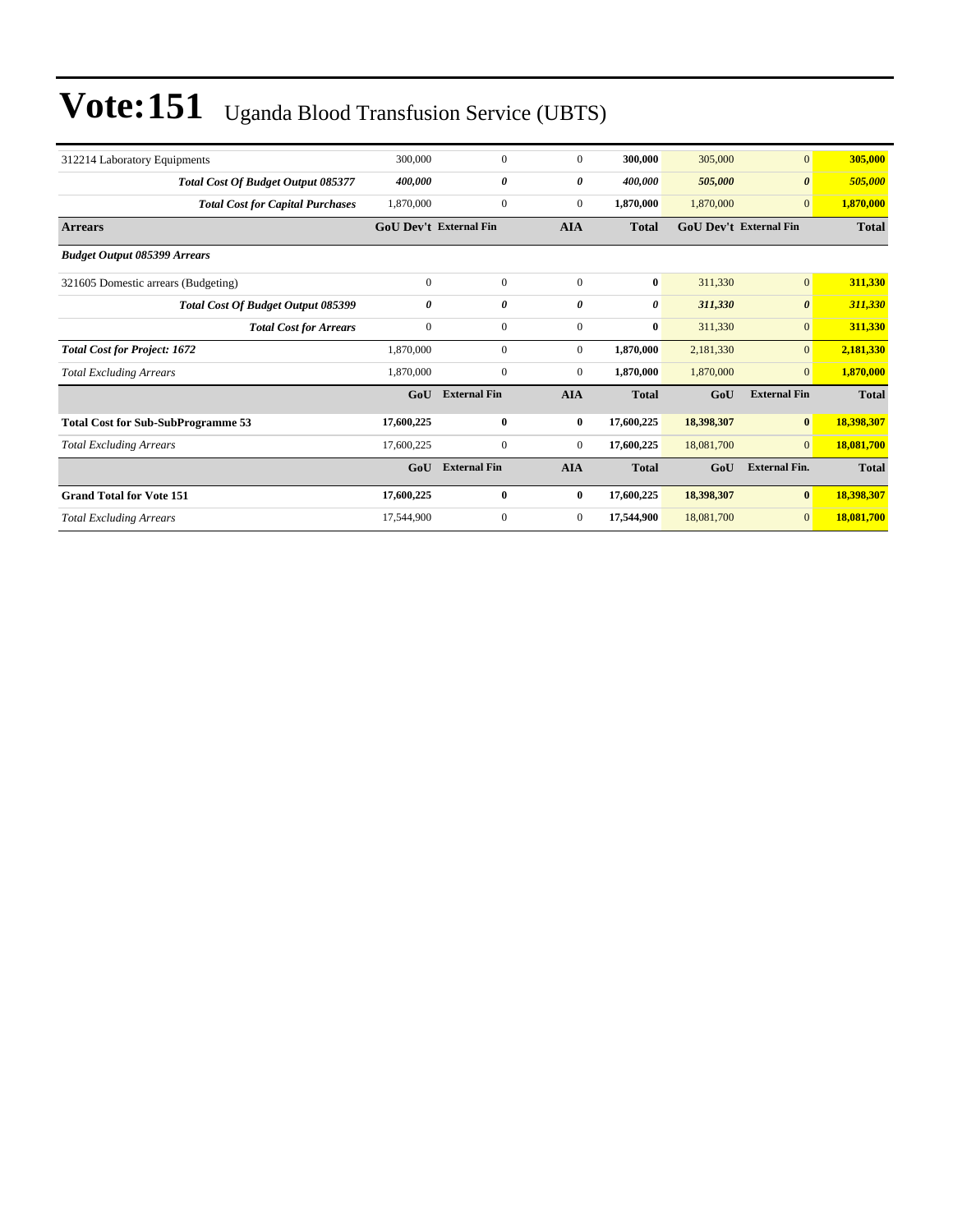# Vote:151 Uganda Blood Transfusion Service (UBTS)

| | | | | | | | |
|---|---|---|---|---|---|---|---|
| 312214 Laboratory Equipments | 300,000 | 0 | 0 | **300,000** | 305,000 | 0 | **305,000** |
| ***Total Cost Of Budget Output 085377*** | ***400,000*** | ***0*** | ***0*** | ***400,000*** | ***505,000*** | ***0*** | ***505,000*** |
| ***Total Cost for Capital Purchases*** | 1,870,000 | 0 | 0 | **1,870,000** | 1,870,000 | 0 | **1,870,000** |
| **Arrears** | **GoU Dev't** | **External Fin** | **AIA** | **Total** | **GoU Dev't** | **External Fin** | **Total** |
| ***Budget Output 085399 Arrears*** | | | | | | | |
| 321605 Domestic arrears (Budgeting) | 0 | 0 | 0 | **0** | 311,330 | 0 | **311,330** |
| ***Total Cost Of Budget Output 085399*** | ***0*** | ***0*** | ***0*** | ***0*** | ***311,330*** | ***0*** | ***311,330*** |
| ***Total Cost for Arrears*** | 0 | 0 | 0 | **0** | 311,330 | 0 | **311,330** |
| ***Total Cost for Project: 1672*** | 1,870,000 | 0 | 0 | **1,870,000** | 2,181,330 | 0 | **2,181,330** |
| *Total Excluding Arrears* | 1,870,000 | 0 | 0 | **1,870,000** | 1,870,000 | 0 | **1,870,000** |
| | **GoU** | **External Fin** | **AIA** | **Total** | **GoU** | **External Fin** | **Total** |
| **Total Cost for Sub-SubProgramme 53** | **17,600,225** | **0** | **0** | **17,600,225** | **18,398,307** | **0** | **18,398,307** |
| *Total Excluding Arrears* | 17,600,225 | 0 | 0 | **17,600,225** | 18,081,700 | 0 | **18,081,700** |
| | **GoU** | **External Fin** | **AIA** | **Total** | **GoU** | **External Fin.** | **Total** |
| **Grand Total for Vote 151** | **17,600,225** | **0** | **0** | **17,600,225** | **18,398,307** | **0** | **18,398,307** |
| *Total Excluding Arrears* | 17,544,900 | 0 | 0 | **17,544,900** | 18,081,700 | 0 | **18,081,700** |